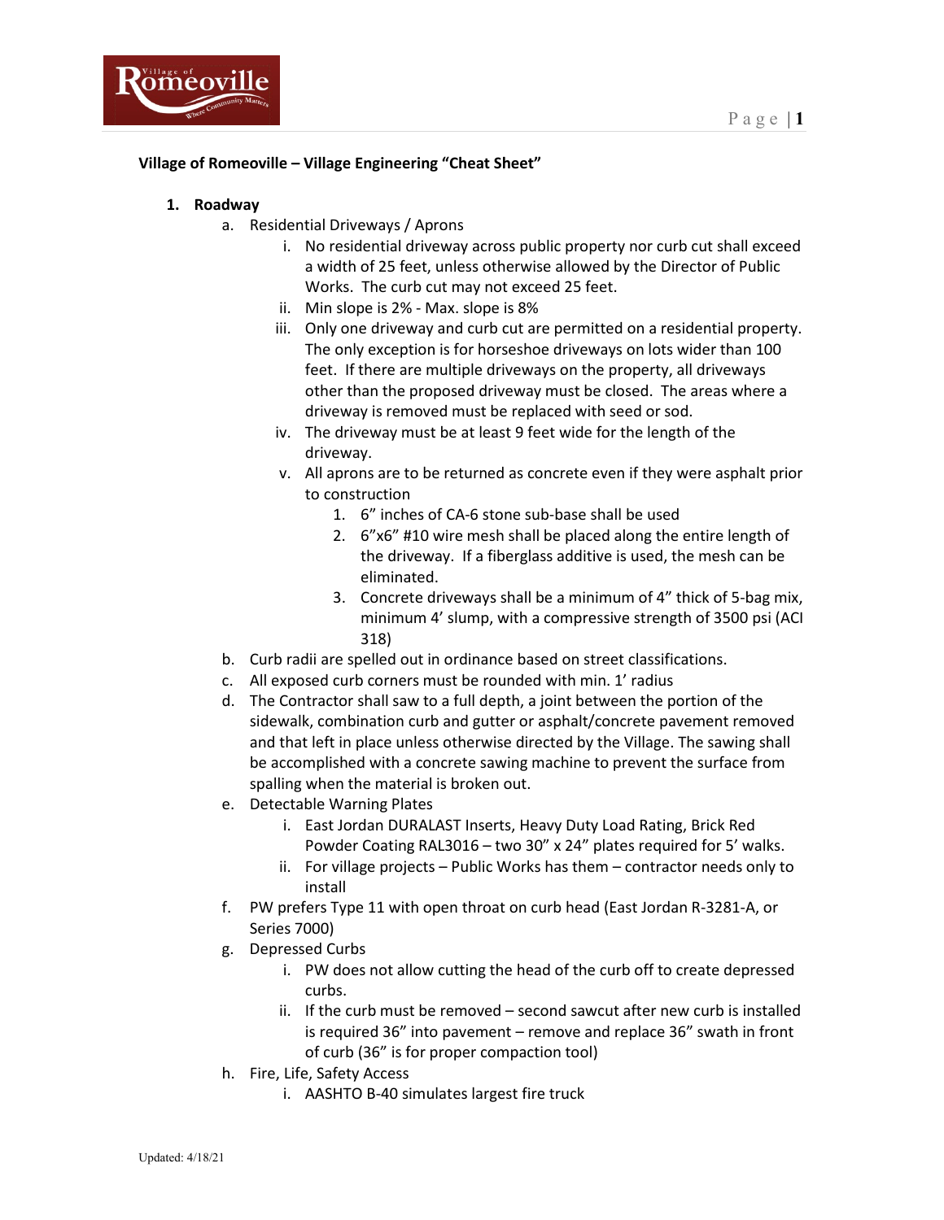**Village of Romeoville – Village Engineering "Cheat Sheet"**

1. **Roadway**
   a. Residential Driveways / Aprons
      i. No residential driveway across public property nor curb cut shall exceed a width of 25 feet, unless otherwise allowed by the Director of Public Works. The curb cut may not exceed 25 feet.
      ii. Min slope is 2% - Max. slope is 8%
      iii. Only one driveway and curb cut are permitted on a residential property. The only exception is for horseshoe driveways on lots wider than 100 feet. If there are multiple driveways on the property, all driveways other than the proposed driveway must be closed. The areas where a driveway is removed must be replaced with seed or sod.
      iv. The driveway must be at least 9 feet wide for the length of the driveway.
      v. All aprons are to be returned as concrete even if they were asphalt prior to construction
         1. 6" inches of CA-6 stone sub-base shall be used
         2. 6"x6" #10 wire mesh shall be placed along the entire length of the driveway. If a fiberglass additive is used, the mesh can be eliminated.
         3. Concrete driveways shall be a minimum of 4" thick of 5-bag mix, minimum 4' slump, with a compressive strength of 3500 psi (ACI 318)

   b. Curb radii are spelled out in ordinance based on street classifications.
   c. All exposed curb corners must be rounded with min. 1' radius
   d. The Contractor shall saw to a full depth, a joint between the portion of the sidewalk, combination curb and gutter or asphalt/concrete pavement removed and that left in place unless otherwise directed by the Village. The sawing shall be accomplished with a concrete sawing machine to prevent the surface from spalling when the material is broken out.
   e. Detectable Warning Plates
      i. East Jordan DURALAST Inserts, Heavy Duty Load Rating, Brick Red Powder Coating RAL3016 – two 30" x 24" plates required for 5' walks.
      ii. For village projects – Public Works has them – contractor needs only to install
   f. PW prefers Type 11 with open throat on curb head (East Jordan R-3281-A, or Series 7000)
   g. Depressed Curbs
      i. PW does not allow cutting the head of the curb off to create depressed curbs.
      ii. If the curb must be removed – second sawcut after new curb is installed is required 36" into pavement – remove and replace 36" swath in front of curb (36" is for proper compaction tool)
   h. Fire, Life, Safety Access
      i. AASHTO B-40 simulates largest fire truck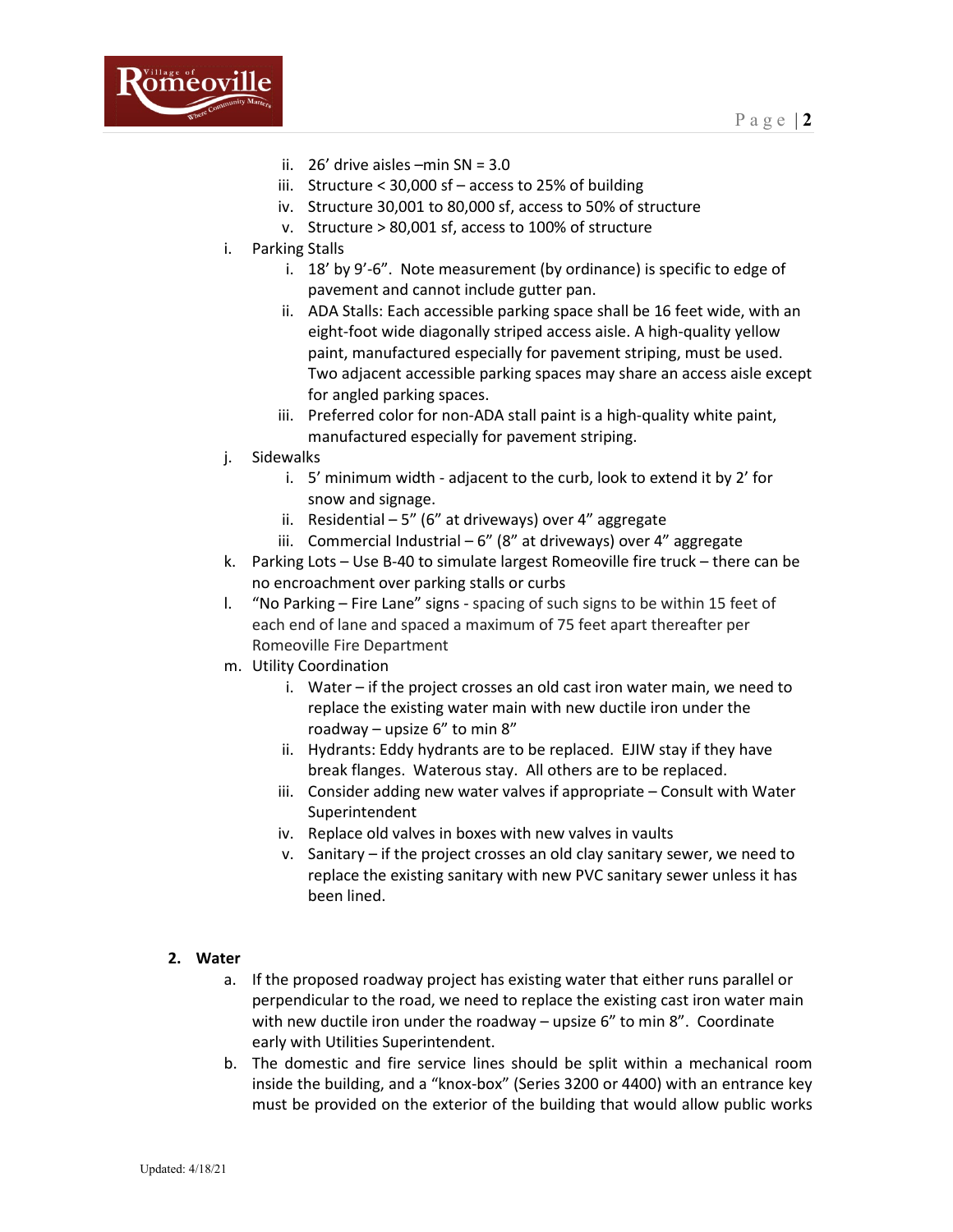- ii. 26' drive aisles –min SN = 3.0
   - iii. Structure < 30,000 sf – access to 25% of building
   - iv. Structure 30,001 to 80,000 sf, access to 50% of structure
   - v. Structure > 80,001 sf, access to 100% of structure

i. Parking Stalls
   - i. 18' by 9'-6". Note measurement (by ordinance) is specific to edge of pavement and cannot include gutter pan.
   - ii. ADA Stalls: Each accessible parking space shall be 16 feet wide, with an eight-foot wide diagonally striped access aisle. A high-quality yellow paint, manufactured especially for pavement striping, must be used. Two adjacent accessible parking spaces may share an access aisle except for angled parking spaces.
   - iii. Preferred color for non-ADA stall paint is a high-quality white paint, manufactured especially for pavement striping.

j. Sidewalks
   - i. 5' minimum width - adjacent to the curb, look to extend it by 2' for snow and signage.
   - ii. Residential – 5" (6" at driveways) over 4" aggregate
   - iii. Commercial Industrial – 6" (8" at driveways) over 4" aggregate

k. Parking Lots – Use B-40 to simulate largest Romeoville fire truck – there can be no encroachment over parking stalls or curbs

l. "No Parking – Fire Lane" signs - spacing of such signs to be within 15 feet of each end of lane and spaced a maximum of 75 feet apart thereafter per Romeoville Fire Department

m. Utility Coordination
   - i. Water – if the project crosses an old cast iron water main, we need to replace the existing water main with new ductile iron under the roadway – upsize 6" to min 8"
   - ii. Hydrants: Eddy hydrants are to be replaced. EJIW stay if they have break flanges. Waterous stay. All others are to be replaced.
   - iii. Consider adding new water valves if appropriate – Consult with Water Superintendent
   - iv. Replace old valves in boxes with new valves in vaults
   - v. Sanitary – if the project crosses an old clay sanitary sewer, we need to replace the existing sanitary with new PVC sanitary sewer unless it has been lined.

## 2. Water

a. If the proposed roadway project has existing water that either runs parallel or perpendicular to the road, we need to replace the existing cast iron water main with new ductile iron under the roadway – upsize 6" to min 8". Coordinate early with Utilities Superintendent.

b. The domestic and fire service lines should be split within a mechanical room inside the building, and a "knox-box" (Series 3200 or 4400) with an entrance key must be provided on the exterior of the building that would allow public works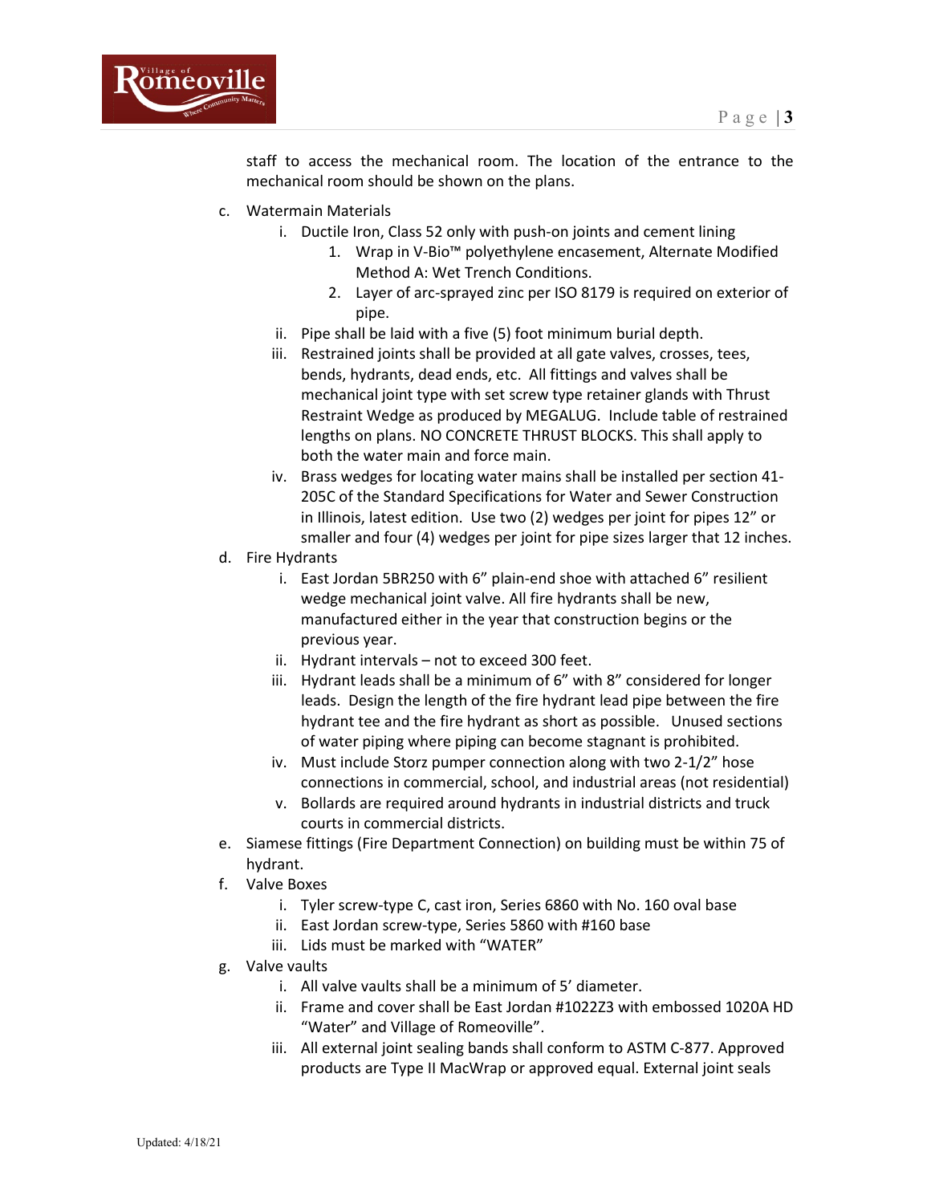staff to access the mechanical room. The location of the entrance to the mechanical room should be shown on the plans.

c. Watermain Materials
   i. Ductile Iron, Class 52 only with push-on joints and cement lining
      1. Wrap in V-Bio™ polyethylene encasement, Alternate Modified Method A: Wet Trench Conditions.
      2. Layer of arc-sprayed zinc per ISO 8179 is required on exterior of pipe.
   ii. Pipe shall be laid with a five (5) foot minimum burial depth.
   iii. Restrained joints shall be provided at all gate valves, crosses, tees, bends, hydrants, dead ends, etc. All fittings and valves shall be mechanical joint type with set screw type retainer glands with Thrust Restraint Wedge as produced by MEGALUG. Include table of restrained lengths on plans. NO CONCRETE THRUST BLOCKS. This shall apply to both the water main and force main.
   iv. Brass wedges for locating water mains shall be installed per section 41-205C of the Standard Specifications for Water and Sewer Construction in Illinois, latest edition. Use two (2) wedges per joint for pipes 12" or smaller and four (4) wedges per joint for pipe sizes larger that 12 inches.

d. Fire Hydrants
   i. East Jordan 5BR250 with 6" plain-end shoe with attached 6" resilient wedge mechanical joint valve. All fire hydrants shall be new, manufactured either in the year that construction begins or the previous year.
   ii. Hydrant intervals – not to exceed 300 feet.
   iii. Hydrant leads shall be a minimum of 6" with 8" considered for longer leads. Design the length of the fire hydrant lead pipe between the fire hydrant tee and the fire hydrant as short as possible. Unused sections of water piping where piping can become stagnant is prohibited.
   iv. Must include Storz pumper connection along with two 2-1/2" hose connections in commercial, school, and industrial areas (not residential)
   v. Bollards are required around hydrants in industrial districts and truck courts in commercial districts.

e. Siamese fittings (Fire Department Connection) on building must be within 75 of hydrant.

f. Valve Boxes
   i. Tyler screw-type C, cast iron, Series 6860 with No. 160 oval base
   ii. East Jordan screw-type, Series 5860 with #160 base
   iii. Lids must be marked with "WATER"

g. Valve vaults
   i. All valve vaults shall be a minimum of 5' diameter.
   ii. Frame and cover shall be East Jordan #1022Z3 with embossed 1020A HD "Water" and Village of Romeoville".
   iii. All external joint sealing bands shall conform to ASTM C-877. Approved products are Type II MacWrap or approved equal. External joint seals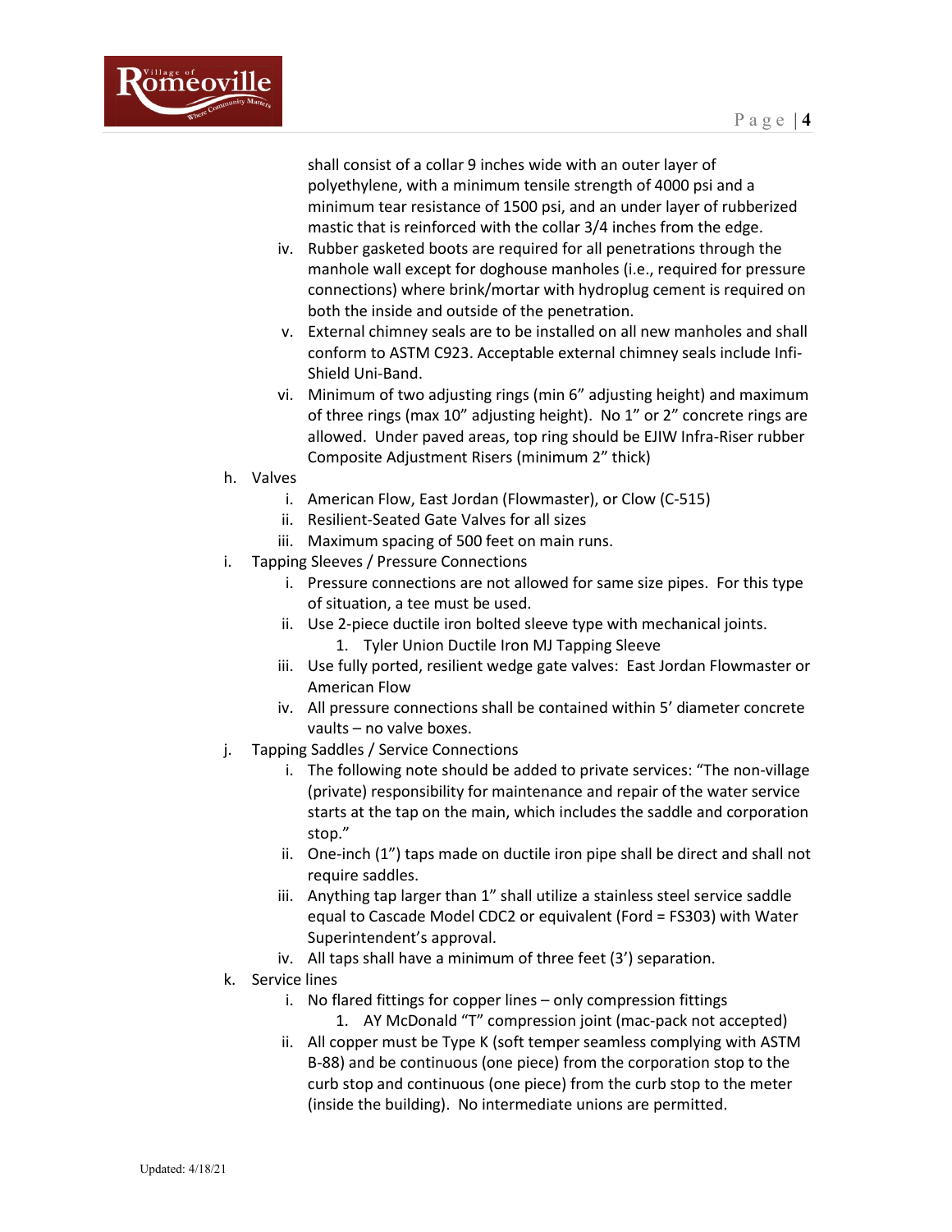shall consist of a collar 9 inches wide with an outer layer of polyethylene, with a minimum tensile strength of 4000 psi and a minimum tear resistance of 1500 psi, and an under layer of rubberized mastic that is reinforced with the collar 3/4 inches from the edge.

iv. Rubber gasketed boots are required for all penetrations through the manhole wall except for doghouse manholes (i.e., required for pressure connections) where brink/mortar with hydroplug cement is required on both the inside and outside of the penetration.

v. External chimney seals are to be installed on all new manholes and shall conform to ASTM C923. Acceptable external chimney seals include Infi-Shield Uni-Band.

vi. Minimum of two adjusting rings (min 6" adjusting height) and maximum of three rings (max 10" adjusting height). No 1" or 2" concrete rings are allowed. Under paved areas, top ring should be EJIW Infra-Riser rubber Composite Adjustment Risers (minimum 2" thick)

h. Valves

   i. American Flow, East Jordan (Flowmaster), or Clow (C-515)
   ii. Resilient-Seated Gate Valves for all sizes
   iii. Maximum spacing of 500 feet on main runs.

i. Tapping Sleeves / Pressure Connections

   i. Pressure connections are not allowed for same size pipes. For this type of situation, a tee must be used.
   ii. Use 2-piece ductile iron bolted sleeve type with mechanical joints.
      1. Tyler Union Ductile Iron MJ Tapping Sleeve
   iii. Use fully ported, resilient wedge gate valves: East Jordan Flowmaster or American Flow
   iv. All pressure connections shall be contained within 5' diameter concrete vaults – no valve boxes.

j. Tapping Saddles / Service Connections

   i. The following note should be added to private services: "The non-village (private) responsibility for maintenance and repair of the water service starts at the tap on the main, which includes the saddle and corporation stop."
   ii. One-inch (1") taps made on ductile iron pipe shall be direct and shall not require saddles.
   iii. Anything tap larger than 1" shall utilize a stainless steel service saddle equal to Cascade Model CDC2 or equivalent (Ford = FS303) with Water Superintendent's approval.
   iv. All taps shall have a minimum of three feet (3') separation.

k. Service lines

   i. No flared fittings for copper lines – only compression fittings
      1. AY McDonald "T" compression joint (mac-pack not accepted)
   ii. All copper must be Type K (soft temper seamless complying with ASTM B-88) and be continuous (one piece) from the corporation stop to the curb stop and continuous (one piece) from the curb stop to the meter (inside the building). No intermediate unions are permitted.

Updated: 4/18/21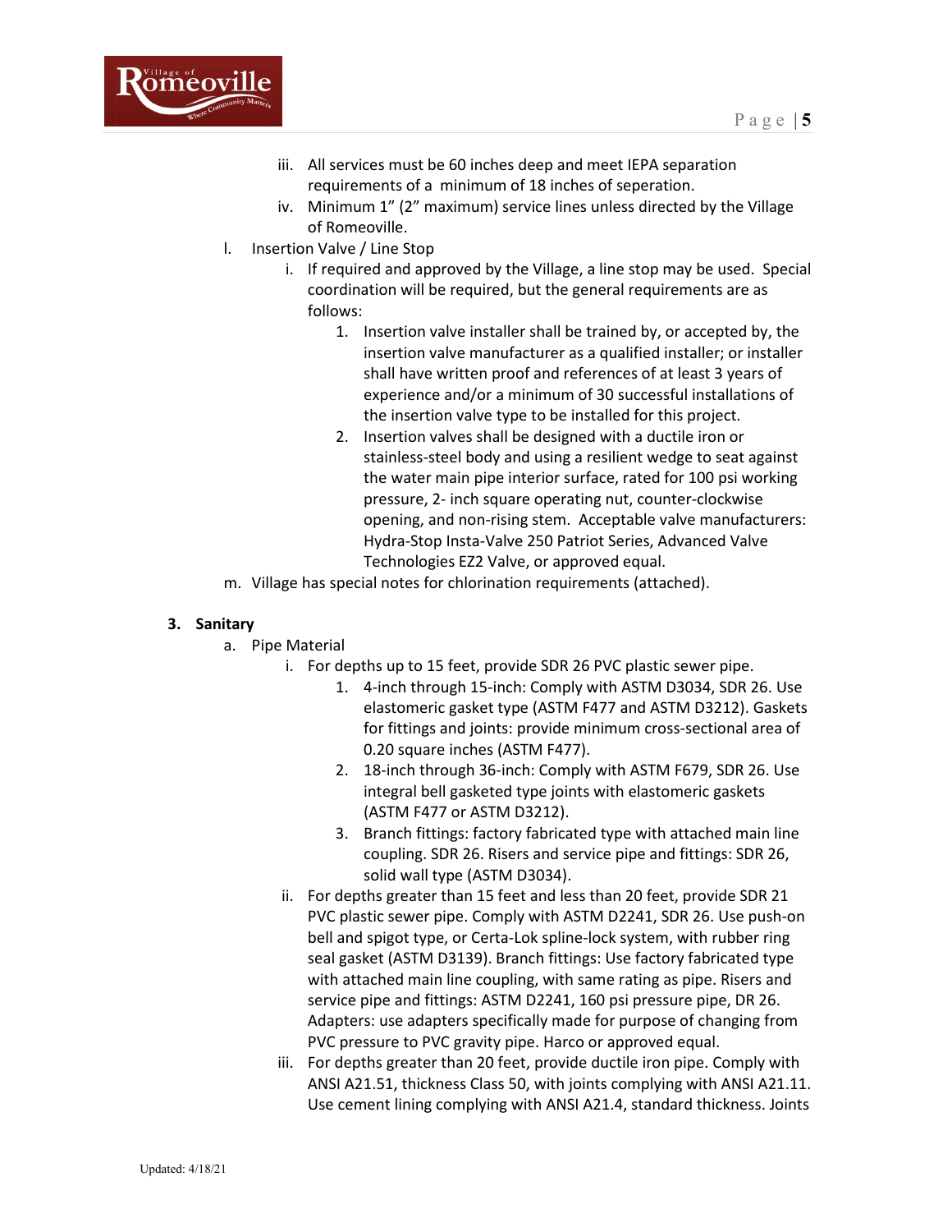iii. All services must be 60 inches deep and meet IEPA separation requirements of a minimum of 18 inches of seperation.

iv. Minimum 1" (2" maximum) service lines unless directed by the Village of Romeoville.

l. Insertion Valve / Line Stop

   i. If required and approved by the Village, a line stop may be used. Special coordination will be required, but the general requirements are as follows:

      1. Insertion valve installer shall be trained by, or accepted by, the insertion valve manufacturer as a qualified installer; or installer shall have written proof and references of at least 3 years of experience and/or a minimum of 30 successful installations of the insertion valve type to be installed for this project.
      2. Insertion valves shall be designed with a ductile iron or stainless-steel body and using a resilient wedge to seat against the water main pipe interior surface, rated for 100 psi working pressure, 2- inch square operating nut, counter-clockwise opening, and non-rising stem. Acceptable valve manufacturers: Hydra-Stop Insta-Valve 250 Patriot Series, Advanced Valve Technologies EZ2 Valve, or approved equal.

m. Village has special notes for chlorination requirements (attached).

**3. Sanitary**

a. Pipe Material

   i. For depths up to 15 feet, provide SDR 26 PVC plastic sewer pipe.

      1. 4-inch through 15-inch: Comply with ASTM D3034, SDR 26. Use elastomeric gasket type (ASTM F477 and ASTM D3212). Gaskets for fittings and joints: provide minimum cross-sectional area of 0.20 square inches (ASTM F477).
      2. 18-inch through 36-inch: Comply with ASTM F679, SDR 26. Use integral bell gasketed type joints with elastomeric gaskets (ASTM F477 or ASTM D3212).
      3. Branch fittings: factory fabricated type with attached main line coupling. SDR 26. Risers and service pipe and fittings: SDR 26, solid wall type (ASTM D3034).

   ii. For depths greater than 15 feet and less than 20 feet, provide SDR 21 PVC plastic sewer pipe. Comply with ASTM D2241, SDR 26. Use push-on bell and spigot type, or Certa-Lok spline-lock system, with rubber ring seal gasket (ASTM D3139). Branch fittings: Use factory fabricated type with attached main line coupling, with same rating as pipe. Risers and service pipe and fittings: ASTM D2241, 160 psi pressure pipe, DR 26. Adapters: use adapters specifically made for purpose of changing from PVC pressure to PVC gravity pipe. Harco or approved equal.

   iii. For depths greater than 20 feet, provide ductile iron pipe. Comply with ANSI A21.51, thickness Class 50, with joints complying with ANSI A21.11. Use cement lining complying with ANSI A21.4, standard thickness. Joints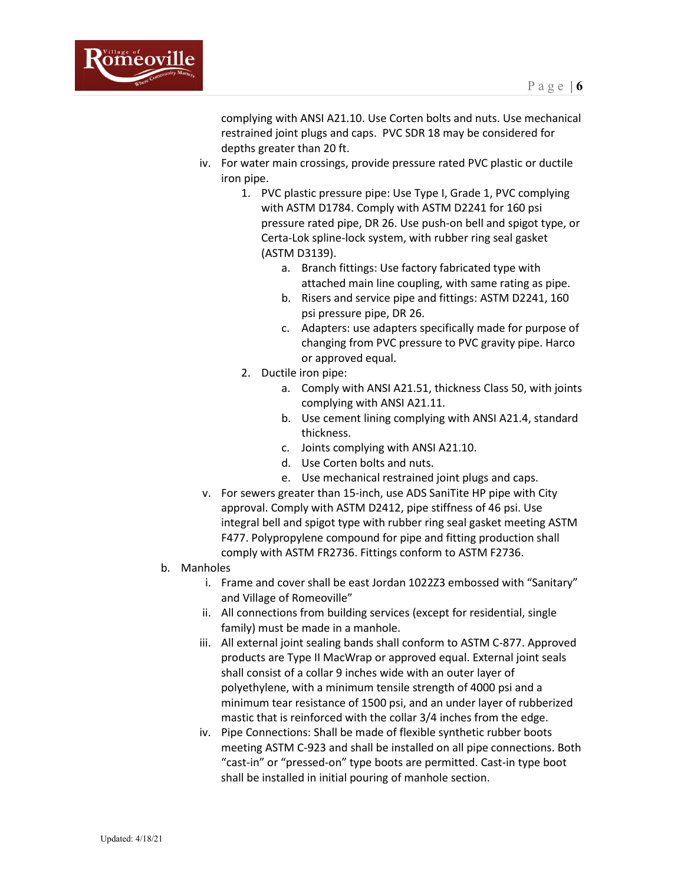complying with ANSI A21.10. Use Corten bolts and nuts. Use mechanical restrained joint plugs and caps. PVC SDR 18 may be considered for depths greater than 20 ft.

iv. For water main crossings, provide pressure rated PVC plastic or ductile iron pipe.

   1. PVC plastic pressure pipe: Use Type I, Grade 1, PVC complying with ASTM D1784. Comply with ASTM D2241 for 160 psi pressure rated pipe, DR 26. Use push-on bell and spigot type, or Certa-Lok spline-lock system, with rubber ring seal gasket (ASTM D3139).
      a. Branch fittings: Use factory fabricated type with attached main line coupling, with same rating as pipe.
      b. Risers and service pipe and fittings: ASTM D2241, 160 psi pressure pipe, DR 26.
      c. Adapters: use adapters specifically made for purpose of changing from PVC pressure to PVC gravity pipe. Harco or approved equal.
   2. Ductile iron pipe:
      a. Comply with ANSI A21.51, thickness Class 50, with joints complying with ANSI A21.11.
      b. Use cement lining complying with ANSI A21.4, standard thickness.
      c. Joints complying with ANSI A21.10.
      d. Use Corten bolts and nuts.
      e. Use mechanical restrained joint plugs and caps.

v. For sewers greater than 15-inch, use ADS SaniTite HP pipe with City approval. Comply with ASTM D2412, pipe stiffness of 46 psi. Use integral bell and spigot type with rubber ring seal gasket meeting ASTM F477. Polypropylene compound for pipe and fitting production shall comply with ASTM FR2736. Fittings conform to ASTM F2736.

b. Manholes

   i. Frame and cover shall be east Jordan 1022Z3 embossed with "Sanitary" and Village of Romeoville"
   ii. All connections from building services (except for residential, single family) must be made in a manhole.
   iii. All external joint sealing bands shall conform to ASTM C-877. Approved products are Type II MacWrap or approved equal. External joint seals shall consist of a collar 9 inches wide with an outer layer of polyethylene, with a minimum tensile strength of 4000 psi and a minimum tear resistance of 1500 psi, and an under layer of rubberized mastic that is reinforced with the collar 3/4 inches from the edge.
   iv. Pipe Connections: Shall be made of flexible synthetic rubber boots meeting ASTM C-923 and shall be installed on all pipe connections. Both "cast-in" or "pressed-on" type boots are permitted. Cast-in type boot shall be installed in initial pouring of manhole section.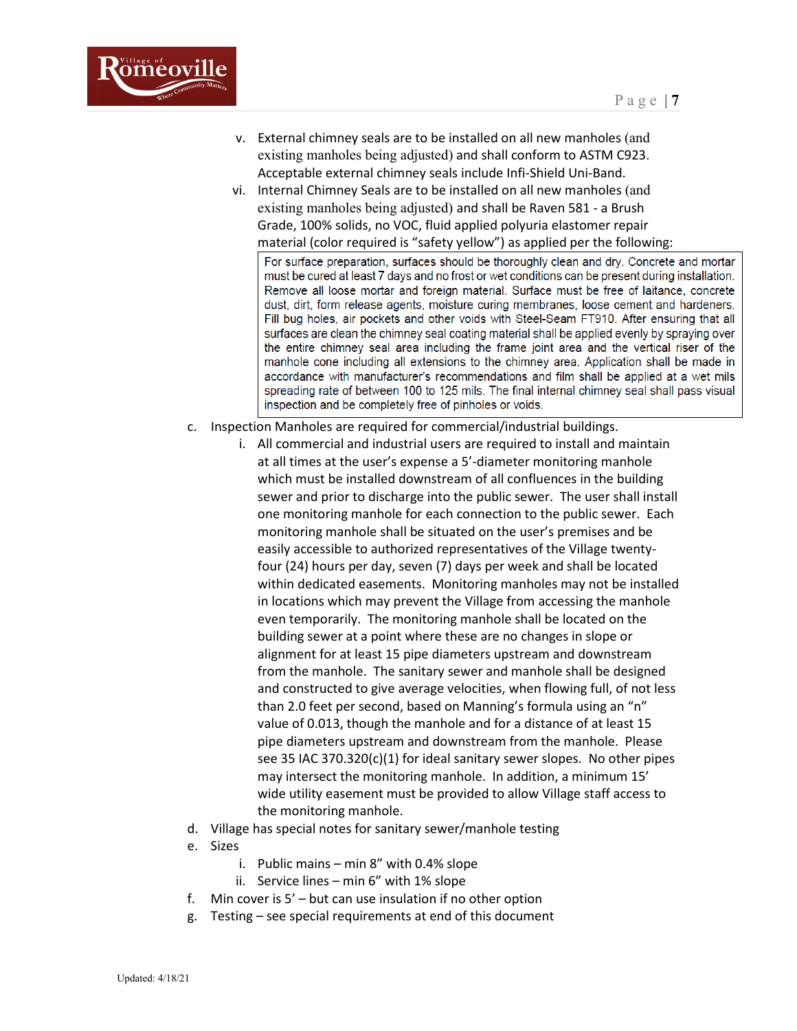v. External chimney seals are to be installed on all new manholes (and existing manholes being adjusted) and shall conform to ASTM C923. Acceptable external chimney seals include Infi-Shield Uni-Band.

vi. Internal Chimney Seals are to be installed on all new manholes (and existing manholes being adjusted) and shall be Raven 581 - a Brush Grade, 100% solids, no VOC, fluid applied polyuria elastomer repair material (color required is "safety yellow") as applied per the following:

> For surface preparation, surfaces should be thoroughly clean and dry. Concrete and mortar must be cured at least 7 days and no frost or wet conditions can be present during installation. Remove all loose mortar and foreign material. Surface must be free of laitance, concrete dust, dirt, form release agents, moisture curing membranes, loose cement and hardeners. Fill bug holes, air pockets and other voids with Steel-Seam FT910. After ensuring that all surfaces are clean the chimney seal coating material shall be applied evenly by spraying over the entire chimney seal area including the frame joint area and the vertical riser of the manhole cone including all extensions to the chimney area. Application shall be made in accordance with manufacturer's recommendations and film shall be applied at a wet mils spreading rate of between 100 to 125 mils. The final internal chimney seal shall pass visual inspection and be completely free of pinholes or voids.

c. Inspection Manholes are required for commercial/industrial buildings.

   i. All commercial and industrial users are required to install and maintain at all times at the user's expense a 5'-diameter monitoring manhole which must be installed downstream of all confluences in the building sewer and prior to discharge into the public sewer. The user shall install one monitoring manhole for each connection to the public sewer. Each monitoring manhole shall be situated on the user's premises and be easily accessible to authorized representatives of the Village twenty-four (24) hours per day, seven (7) days per week and shall be located within dedicated easements. Monitoring manholes may not be installed in locations which may prevent the Village from accessing the manhole even temporarily. The monitoring manhole shall be located on the building sewer at a point where these are no changes in slope or alignment for at least 15 pipe diameters upstream and downstream from the manhole. The sanitary sewer and manhole shall be designed and constructed to give average velocities, when flowing full, of not less than 2.0 feet per second, based on Manning's formula using an "n" value of 0.013, though the manhole and for a distance of at least 15 pipe diameters upstream and downstream from the manhole. Please see 35 IAC 370.320(c)(1) for ideal sanitary sewer slopes. No other pipes may intersect the monitoring manhole. In addition, a minimum 15' wide utility easement must be provided to allow Village staff access to the monitoring manhole.

d. Village has special notes for sanitary sewer/manhole testing

e. Sizes

   i. Public mains – min 8" with 0.4% slope

   ii. Service lines – min 6" with 1% slope

f. Min cover is 5' – but can use insulation if no other option

g. Testing – see special requirements at end of this document

Updated: 4/18/21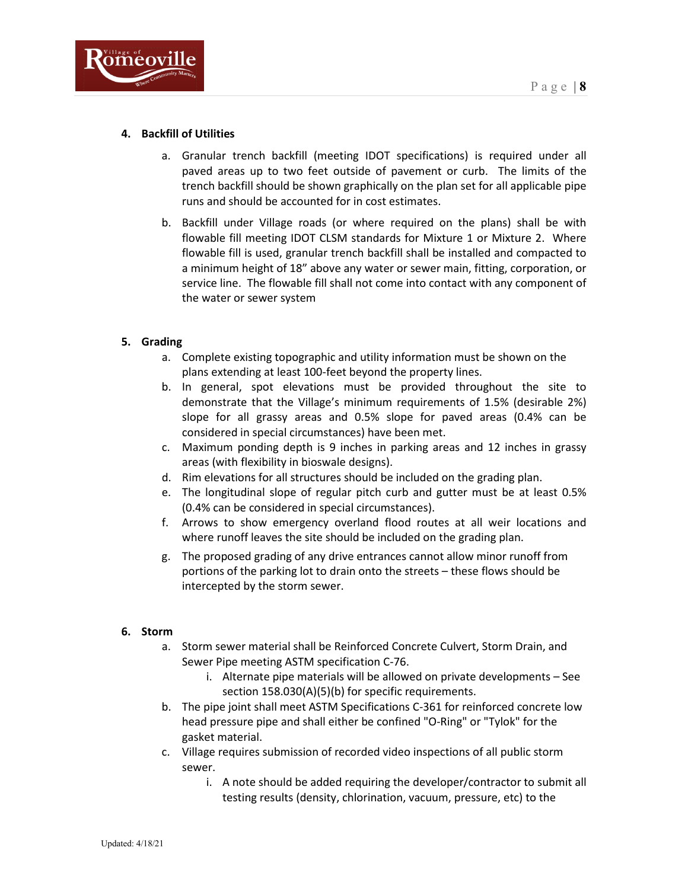**4. Backfill of Utilities**

a. Granular trench backfill (meeting IDOT specifications) is required under all paved areas up to two feet outside of pavement or curb. The limits of the trench backfill should be shown graphically on the plan set for all applicable pipe runs and should be accounted for in cost estimates.

b. Backfill under Village roads (or where required on the plans) shall be with flowable fill meeting IDOT CLSM standards for Mixture 1 or Mixture 2. Where flowable fill is used, granular trench backfill shall be installed and compacted to a minimum height of 18" above any water or sewer main, fitting, corporation, or service line. The flowable fill shall not come into contact with any component of the water or sewer system

**5. Grading**

a. Complete existing topographic and utility information must be shown on the plans extending at least 100-feet beyond the property lines.
b. In general, spot elevations must be provided throughout the site to demonstrate that the Village's minimum requirements of 1.5% (desirable 2%) slope for all grassy areas and 0.5% slope for paved areas (0.4% can be considered in special circumstances) have been met.
c. Maximum ponding depth is 9 inches in parking areas and 12 inches in grassy areas (with flexibility in bioswale designs).
d. Rim elevations for all structures should be included on the grading plan.
e. The longitudinal slope of regular pitch curb and gutter must be at least 0.5% (0.4% can be considered in special circumstances).
f. Arrows to show emergency overland flood routes at all weir locations and where runoff leaves the site should be included on the grading plan.
g. The proposed grading of any drive entrances cannot allow minor runoff from portions of the parking lot to drain onto the streets – these flows should be intercepted by the storm sewer.

**6. Storm**

a. Storm sewer material shall be Reinforced Concrete Culvert, Storm Drain, and Sewer Pipe meeting ASTM specification C-76.
   i. Alternate pipe materials will be allowed on private developments – See section 158.030(A)(5)(b) for specific requirements.
b. The pipe joint shall meet ASTM Specifications C-361 for reinforced concrete low head pressure pipe and shall either be confined "O-Ring" or "Tylok" for the gasket material.
c. Village requires submission of recorded video inspections of all public storm sewer.
   i. A note should be added requiring the developer/contractor to submit all testing results (density, chlorination, vacuum, pressure, etc) to the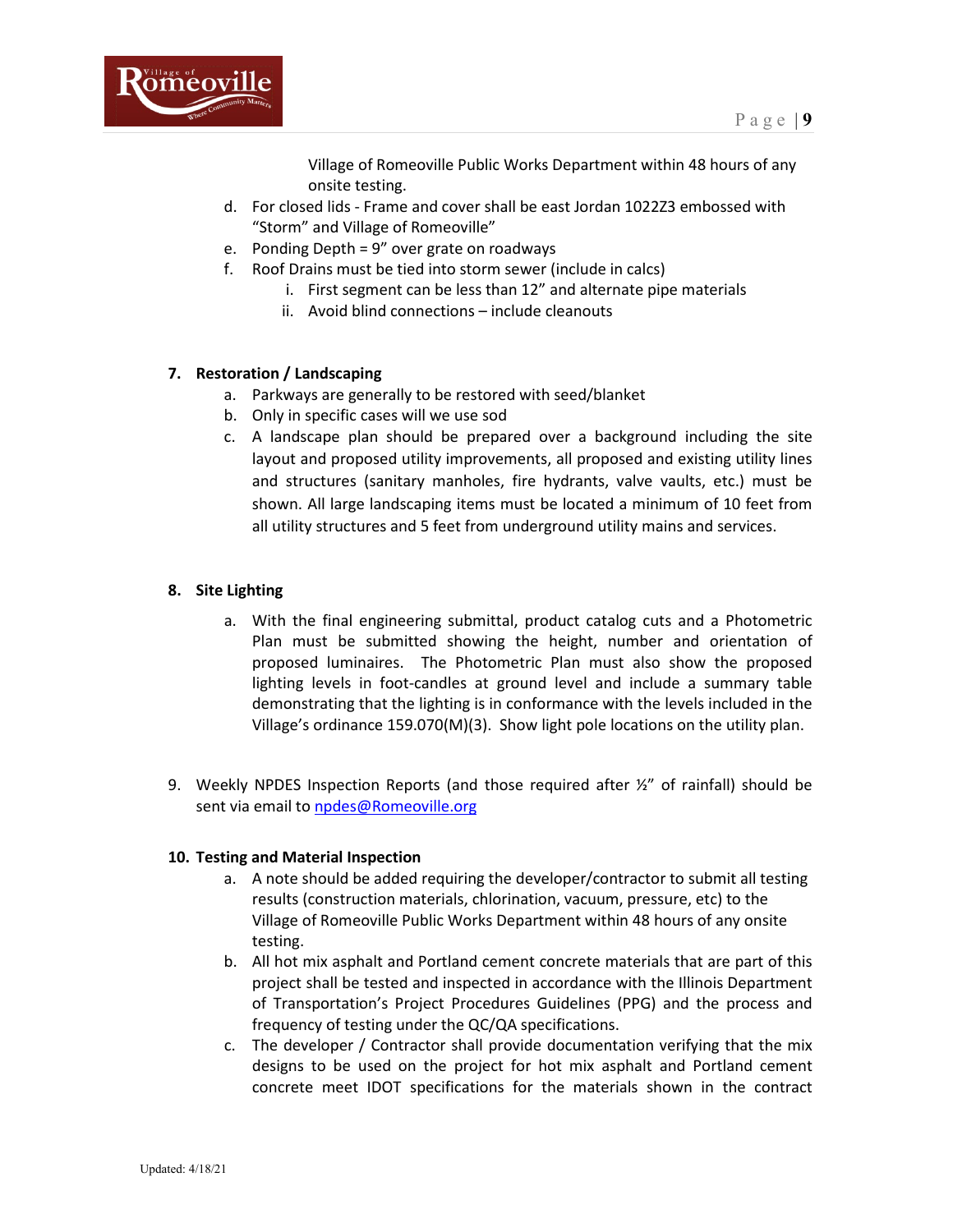Village of Romeoville Public Works Department within 48 hours of any onsite testing.

d. For closed lids - Frame and cover shall be east Jordan 1022Z3 embossed with "Storm" and Village of Romeoville"
e. Ponding Depth = 9" over grate on roadways
f. Roof Drains must be tied into storm sewer (include in calcs)
    i. First segment can be less than 12" and alternate pipe materials
    ii. Avoid blind connections – include cleanouts

**7. Restoration / Landscaping**

a. Parkways are generally to be restored with seed/blanket
b. Only in specific cases will we use sod
c. A landscape plan should be prepared over a background including the site layout and proposed utility improvements, all proposed and existing utility lines and structures (sanitary manholes, fire hydrants, valve vaults, etc.) must be shown. All large landscaping items must be located a minimum of 10 feet from all utility structures and 5 feet from underground utility mains and services.

**8. Site Lighting**

a. With the final engineering submittal, product catalog cuts and a Photometric Plan must be submitted showing the height, number and orientation of proposed luminaires. The Photometric Plan must also show the proposed lighting levels in foot-candles at ground level and include a summary table demonstrating that the lighting is in conformance with the levels included in the Village's ordinance 159.070(M)(3). Show light pole locations on the utility plan.

9. Weekly NPDES Inspection Reports (and those required after ½" of rainfall) should be sent via email to npdes@Romeoville.org

**10. Testing and Material Inspection**

a. A note should be added requiring the developer/contractor to submit all testing results (construction materials, chlorination, vacuum, pressure, etc) to the Village of Romeoville Public Works Department within 48 hours of any onsite testing.
b. All hot mix asphalt and Portland cement concrete materials that are part of this project shall be tested and inspected in accordance with the Illinois Department of Transportation's Project Procedures Guidelines (PPG) and the process and frequency of testing under the QC/QA specifications.
c. The developer / Contractor shall provide documentation verifying that the mix designs to be used on the project for hot mix asphalt and Portland cement concrete meet IDOT specifications for the materials shown in the contract

Updated: 4/18/21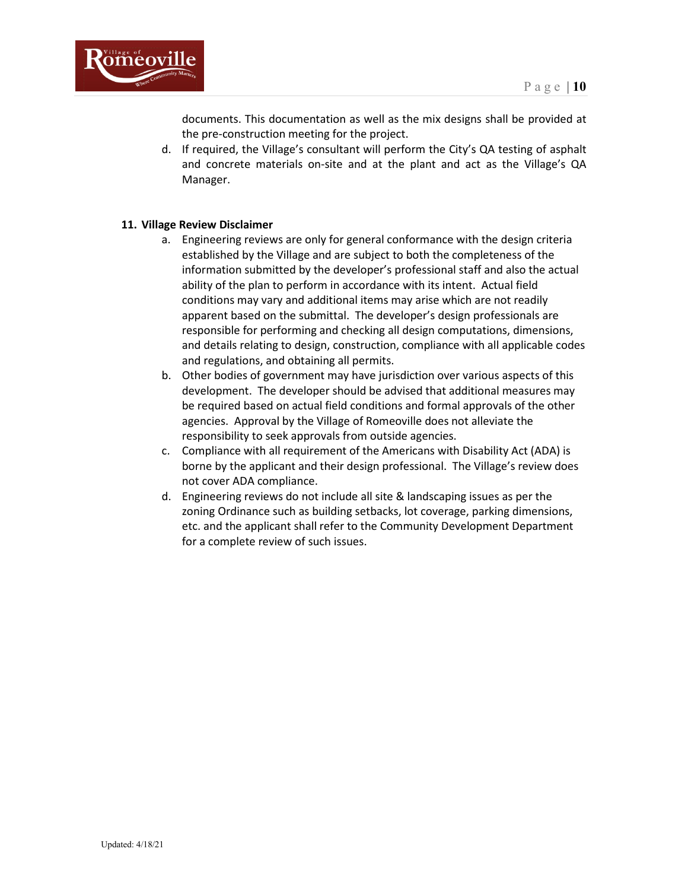documents. This documentation as well as the mix designs shall be provided at the pre-construction meeting for the project.

d. If required, the Village's consultant will perform the City's QA testing of asphalt and concrete materials on-site and at the plant and act as the Village's QA Manager.

**11. Village Review Disclaimer**

a. Engineering reviews are only for general conformance with the design criteria established by the Village and are subject to both the completeness of the information submitted by the developer's professional staff and also the actual ability of the plan to perform in accordance with its intent. Actual field conditions may vary and additional items may arise which are not readily apparent based on the submittal. The developer's design professionals are responsible for performing and checking all design computations, dimensions, and details relating to design, construction, compliance with all applicable codes and regulations, and obtaining all permits.

b. Other bodies of government may have jurisdiction over various aspects of this development. The developer should be advised that additional measures may be required based on actual field conditions and formal approvals of the other agencies. Approval by the Village of Romeoville does not alleviate the responsibility to seek approvals from outside agencies.

c. Compliance with all requirement of the Americans with Disability Act (ADA) is borne by the applicant and their design professional. The Village's review does not cover ADA compliance.

d. Engineering reviews do not include all site & landscaping issues as per the zoning Ordinance such as building setbacks, lot coverage, parking dimensions, etc. and the applicant shall refer to the Community Development Department for a complete review of such issues.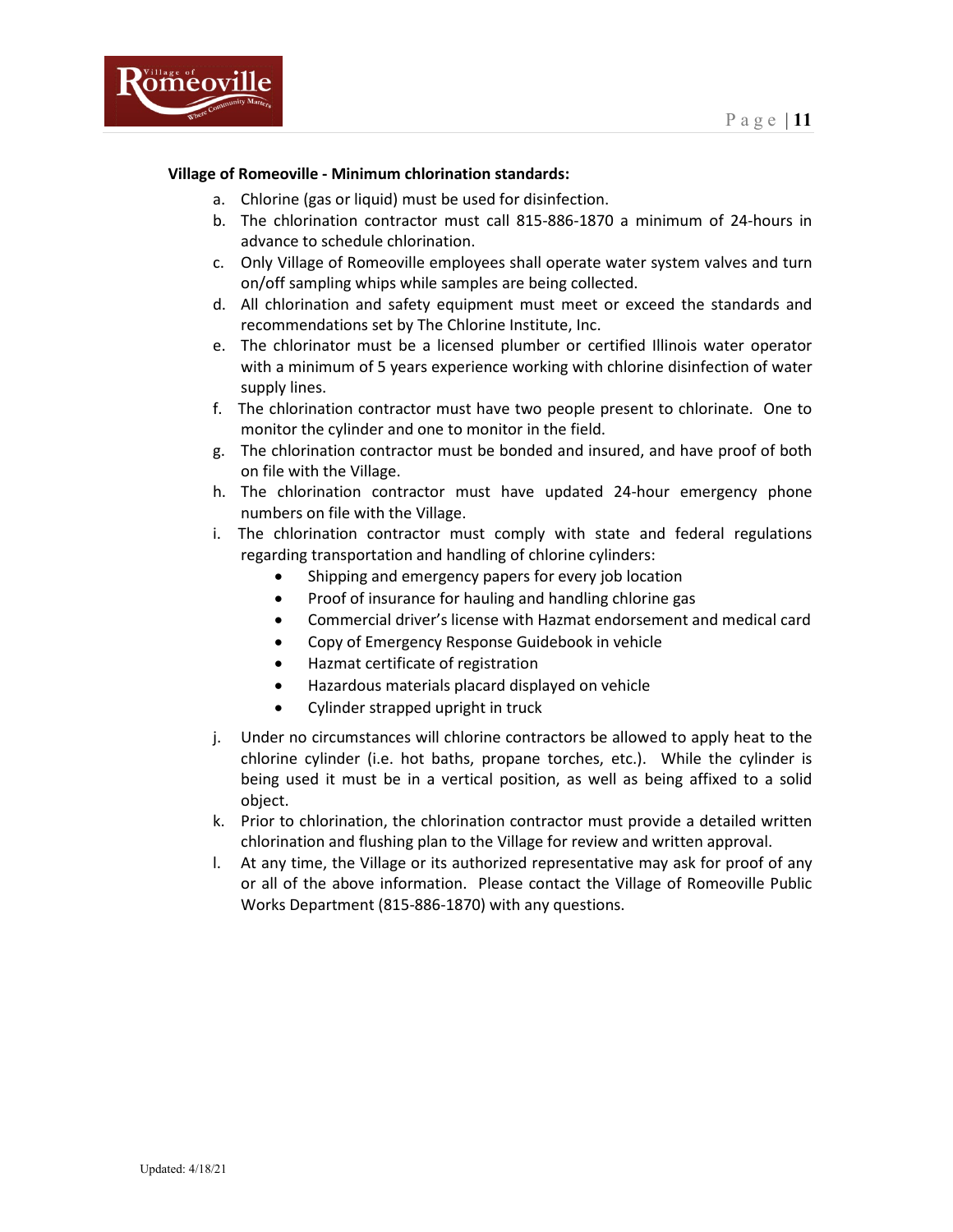**Village of Romeoville - Minimum chlorination standards:**

a. Chlorine (gas or liquid) must be used for disinfection.
b. The chlorination contractor must call 815-886-1870 a minimum of 24-hours in advance to schedule chlorination.
c. Only Village of Romeoville employees shall operate water system valves and turn on/off sampling whips while samples are being collected.
d. All chlorination and safety equipment must meet or exceed the standards and recommendations set by The Chlorine Institute, Inc.
e. The chlorinator must be a licensed plumber or certified Illinois water operator with a minimum of 5 years experience working with chlorine disinfection of water supply lines.
f. The chlorination contractor must have two people present to chlorinate. One to monitor the cylinder and one to monitor in the field.
g. The chlorination contractor must be bonded and insured, and have proof of both on file with the Village.
h. The chlorination contractor must have updated 24-hour emergency phone numbers on file with the Village.
i. The chlorination contractor must comply with state and federal regulations regarding transportation and handling of chlorine cylinders:
    - Shipping and emergency papers for every job location
    - Proof of insurance for hauling and handling chlorine gas
    - Commercial driver's license with Hazmat endorsement and medical card
    - Copy of Emergency Response Guidebook in vehicle
    - Hazmat certificate of registration
    - Hazardous materials placard displayed on vehicle
    - Cylinder strapped upright in truck
j. Under no circumstances will chlorine contractors be allowed to apply heat to the chlorine cylinder (i.e. hot baths, propane torches, etc.). While the cylinder is being used it must be in a vertical position, as well as being affixed to a solid object.
k. Prior to chlorination, the chlorination contractor must provide a detailed written chlorination and flushing plan to the Village for review and written approval.
l. At any time, the Village or its authorized representative may ask for proof of any or all of the above information. Please contact the Village of Romeoville Public Works Department (815-886-1870) with any questions.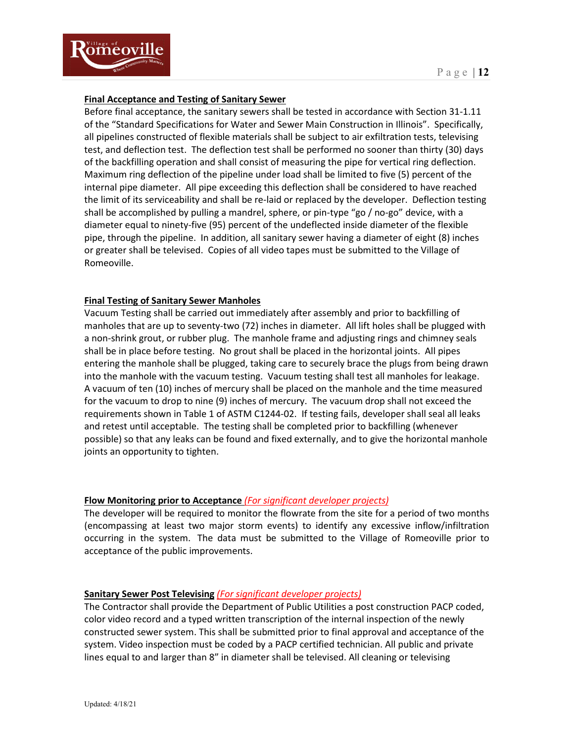**Final Acceptance and Testing of Sanitary Sewer**

Before final acceptance, the sanitary sewers shall be tested in accordance with Section 31-1.11 of the "Standard Specifications for Water and Sewer Main Construction in Illinois". Specifically, all pipelines constructed of flexible materials shall be subject to air exfiltration tests, televising test, and deflection test. The deflection test shall be performed no sooner than thirty (30) days of the backfilling operation and shall consist of measuring the pipe for vertical ring deflection. Maximum ring deflection of the pipeline under load shall be limited to five (5) percent of the internal pipe diameter. All pipe exceeding this deflection shall be considered to have reached the limit of its serviceability and shall be re-laid or replaced by the developer. Deflection testing shall be accomplished by pulling a mandrel, sphere, or pin-type "go / no-go" device, with a diameter equal to ninety-five (95) percent of the undeflected inside diameter of the flexible pipe, through the pipeline. In addition, all sanitary sewer having a diameter of eight (8) inches or greater shall be televised. Copies of all video tapes must be submitted to the Village of Romeoville.

**Final Testing of Sanitary Sewer Manholes**

Vacuum Testing shall be carried out immediately after assembly and prior to backfilling of manholes that are up to seventy-two (72) inches in diameter. All lift holes shall be plugged with a non-shrink grout, or rubber plug. The manhole frame and adjusting rings and chimney seals shall be in place before testing. No grout shall be placed in the horizontal joints. All pipes entering the manhole shall be plugged, taking care to securely brace the plugs from being drawn into the manhole with the vacuum testing. Vacuum testing shall test all manholes for leakage. A vacuum of ten (10) inches of mercury shall be placed on the manhole and the time measured for the vacuum to drop to nine (9) inches of mercury. The vacuum drop shall not exceed the requirements shown in Table 1 of ASTM C1244-02. If testing fails, developer shall seal all leaks and retest until acceptable. The testing shall be completed prior to backfilling (whenever possible) so that any leaks can be found and fixed externally, and to give the horizontal manhole joints an opportunity to tighten.

**Flow Monitoring prior to Acceptance** *(For significant developer projects)*

The developer will be required to monitor the flowrate from the site for a period of two months (encompassing at least two major storm events) to identify any excessive inflow/infiltration occurring in the system. The data must be submitted to the Village of Romeoville prior to acceptance of the public improvements.

**Sanitary Sewer Post Televising** *(For significant developer projects)*

The Contractor shall provide the Department of Public Utilities a post construction PACP coded, color video record and a typed written transcription of the internal inspection of the newly constructed sewer system. This shall be submitted prior to final approval and acceptance of the system. Video inspection must be coded by a PACP certified technician. All public and private lines equal to and larger than 8" in diameter shall be televised. All cleaning or televising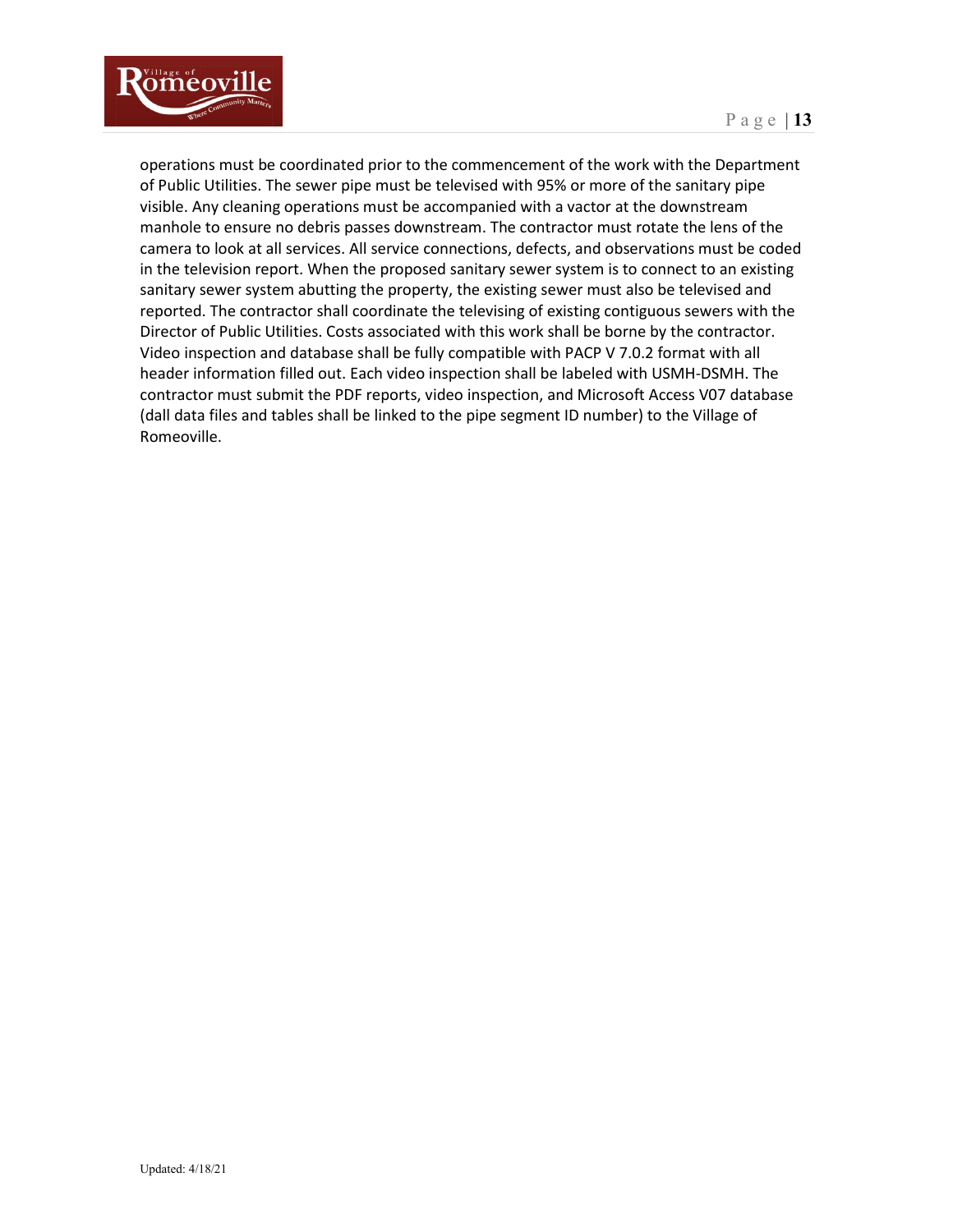operations must be coordinated prior to the commencement of the work with the Department of Public Utilities. The sewer pipe must be televised with 95% or more of the sanitary pipe visible. Any cleaning operations must be accompanied with a vactor at the downstream manhole to ensure no debris passes downstream. The contractor must rotate the lens of the camera to look at all services. All service connections, defects, and observations must be coded in the television report. When the proposed sanitary sewer system is to connect to an existing sanitary sewer system abutting the property, the existing sewer must also be televised and reported. The contractor shall coordinate the televising of existing contiguous sewers with the Director of Public Utilities. Costs associated with this work shall be borne by the contractor. Video inspection and database shall be fully compatible with PACP V 7.0.2 format with all header information filled out. Each video inspection shall be labeled with USMH-DSMH. The contractor must submit the PDF reports, video inspection, and Microsoft Access V07 database (dall data files and tables shall be linked to the pipe segment ID number) to the Village of Romeoville.

Updated: 4/18/21